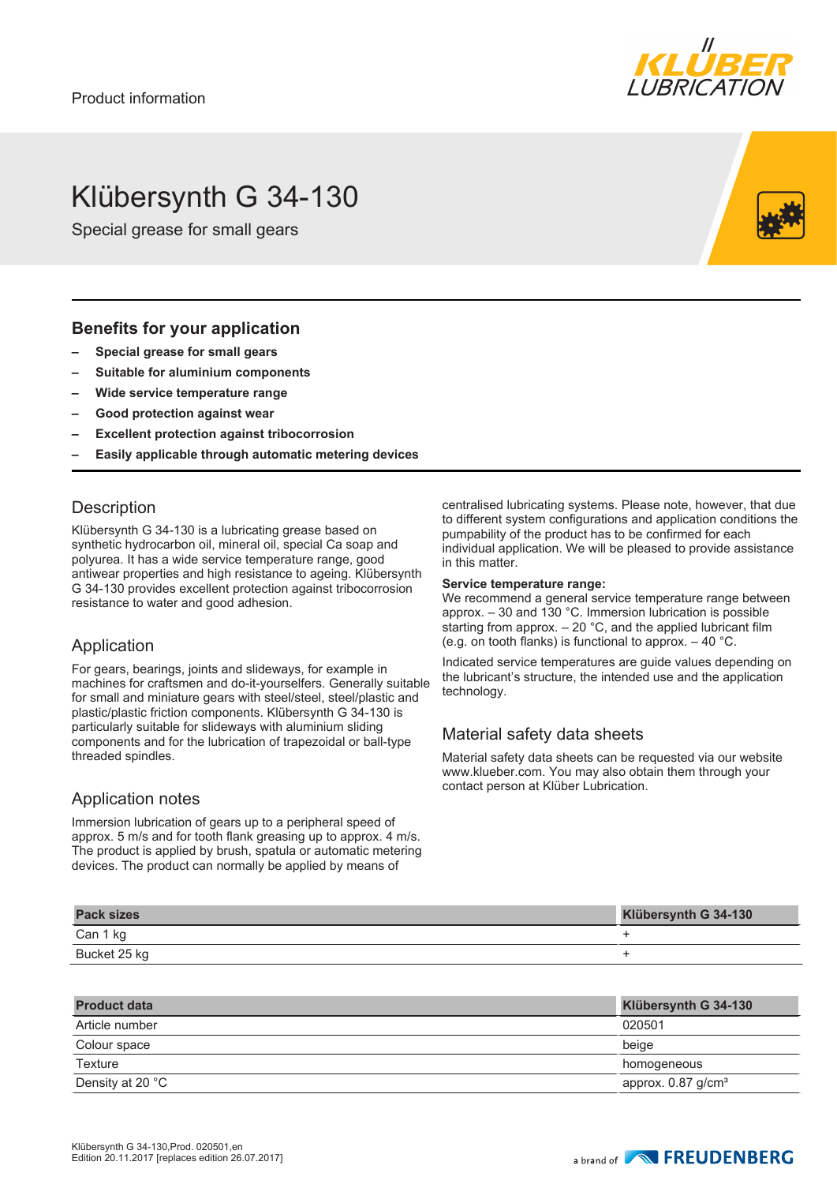Product information

# Klübersynth G 34-130

Special grease for small gears

## Benefits for your application

- **Special grease for small gears**
- **Suitable for aluminium components**
- **Wide service temperature range**
- **Good protection against wear**
- **Excellent protection against tribocorrosion**
- **Easily applicable through automatic metering devices**

## Description

Klübersynth G 34-130 is a lubricating grease based on synthetic hydrocarbon oil, mineral oil, special Ca soap and polyurea. It has a wide service temperature range, good antiwear properties and high resistance to ageing. Klübersynth G 34-130 provides excellent protection against tribocorrosion resistance to water and good adhesion.

## Application

For gears, bearings, joints and slideways, for example in machines for craftsmen and do-it-yourselfers. Generally suitable for small and miniature gears with steel/steel, steel/plastic and plastic/plastic friction components. Klübersynth G 34-130 is particularly suitable for slideways with aluminium sliding components and for the lubrication of trapezoidal or ball-type threaded spindles.

## Application notes

Immersion lubrication of gears up to a peripheral speed of approx. 5 m/s and for tooth flank greasing up to approx. 4 m/s. The product is applied by brush, spatula or automatic metering devices. The product can normally be applied by means of centralised lubricating systems. Please note, however, that due to different system configurations and application conditions the pumpability of the product has to be confirmed for each individual application. We will be pleased to provide assistance in this matter.

**Service temperature range:**
We recommend a general service temperature range between approx. – 30 and 130 °C. Immersion lubrication is possible starting from approx. – 20 °C, and the applied lubricant film (e.g. on tooth flanks) is functional to approx. – 40 °C.

Indicated service temperatures are guide values depending on the lubricant's structure, the intended use and the application technology.

## Material safety data sheets

Material safety data sheets can be requested via our website www.klueber.com. You may also obtain them through your contact person at Klüber Lubrication.

| Pack sizes | Klübersynth G 34-130 |
|---|---|
| Can 1 kg | + |
| Bucket 25 kg | + |

| Product data | Klübersynth G 34-130 |
|---|---|
| Article number | 020501 |
| Colour space | beige |
| Texture | homogeneous |
| Density at 20 °C | approx. 0.87 g/cm³ |

Klübersynth G 34-130,Prod. 020501,en
Edition 20.11.2017 [replaces edition 26.07.2017]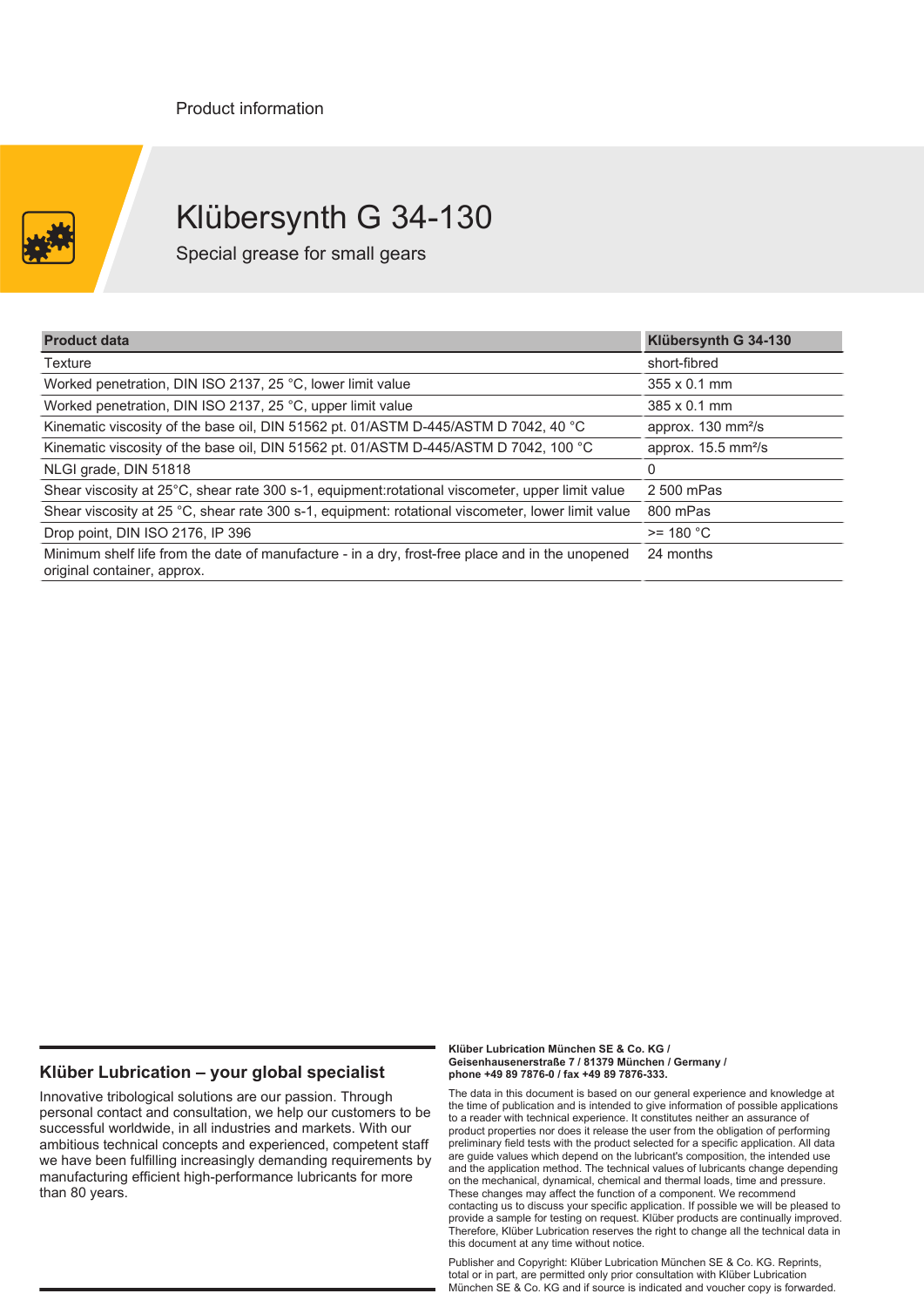Product information

# Klübersynth G 34-130

Special grease for small gears

| Product data | Klübersynth G 34-130 |
|---|---|
| Texture | short-fibred |
| Worked penetration, DIN ISO 2137, 25 °C, lower limit value | 355 x 0.1 mm |
| Worked penetration, DIN ISO 2137, 25 °C, upper limit value | 385 x 0.1 mm |
| Kinematic viscosity of the base oil, DIN 51562 pt. 01/ASTM D-445/ASTM D 7042, 40 °C | approx. 130 mm²/s |
| Kinematic viscosity of the base oil, DIN 51562 pt. 01/ASTM D-445/ASTM D 7042, 100 °C | approx. 15.5 mm²/s |
| NLGI grade, DIN 51818 | 0 |
| Shear viscosity at 25°C, shear rate 300 s-1, equipment:rotational viscometer, upper limit value | 2 500 mPas |
| Shear viscosity at 25 °C, shear rate 300 s-1, equipment: rotational viscometer, lower limit value | 800 mPas |
| Drop point, DIN ISO 2176, IP 396 | >= 180 °C |
| Minimum shelf life from the date of manufacture - in a dry, frost-free place and in the unopened original container, approx. | 24 months |

## Klüber Lubrication – your global specialist

Innovative tribological solutions are our passion. Through personal contact and consultation, we help our customers to be successful worldwide, in all industries and markets. With our ambitious technical concepts and experienced, competent staff we have been fulfilling increasingly demanding requirements by manufacturing efficient high-performance lubricants for more than 80 years.

**Klüber Lubrication München SE & Co. KG / Geisenhausenerstraße 7 / 81379 München / Germany / phone +49 89 7876-0 / fax +49 89 7876-333.**

The data in this document is based on our general experience and knowledge at the time of publication and is intended to give information of possible applications to a reader with technical experience. It constitutes neither an assurance of product properties nor does it release the user from the obligation of performing preliminary field tests with the product selected for a specific application. All data are guide values which depend on the lubricant's composition, the intended use and the application method. The technical values of lubricants change depending on the mechanical, dynamical, chemical and thermal loads, time and pressure. These changes may affect the function of a component. We recommend contacting us to discuss your specific application. If possible we will be pleased to provide a sample for testing on request. Klüber products are continually improved. Therefore, Klüber Lubrication reserves the right to change all the technical data in this document at any time without notice.

Publisher and Copyright: Klüber Lubrication München SE & Co. KG. Reprints, total or in part, are permitted only prior consultation with Klüber Lubrication München SE & Co. KG and if source is indicated and voucher copy is forwarded.